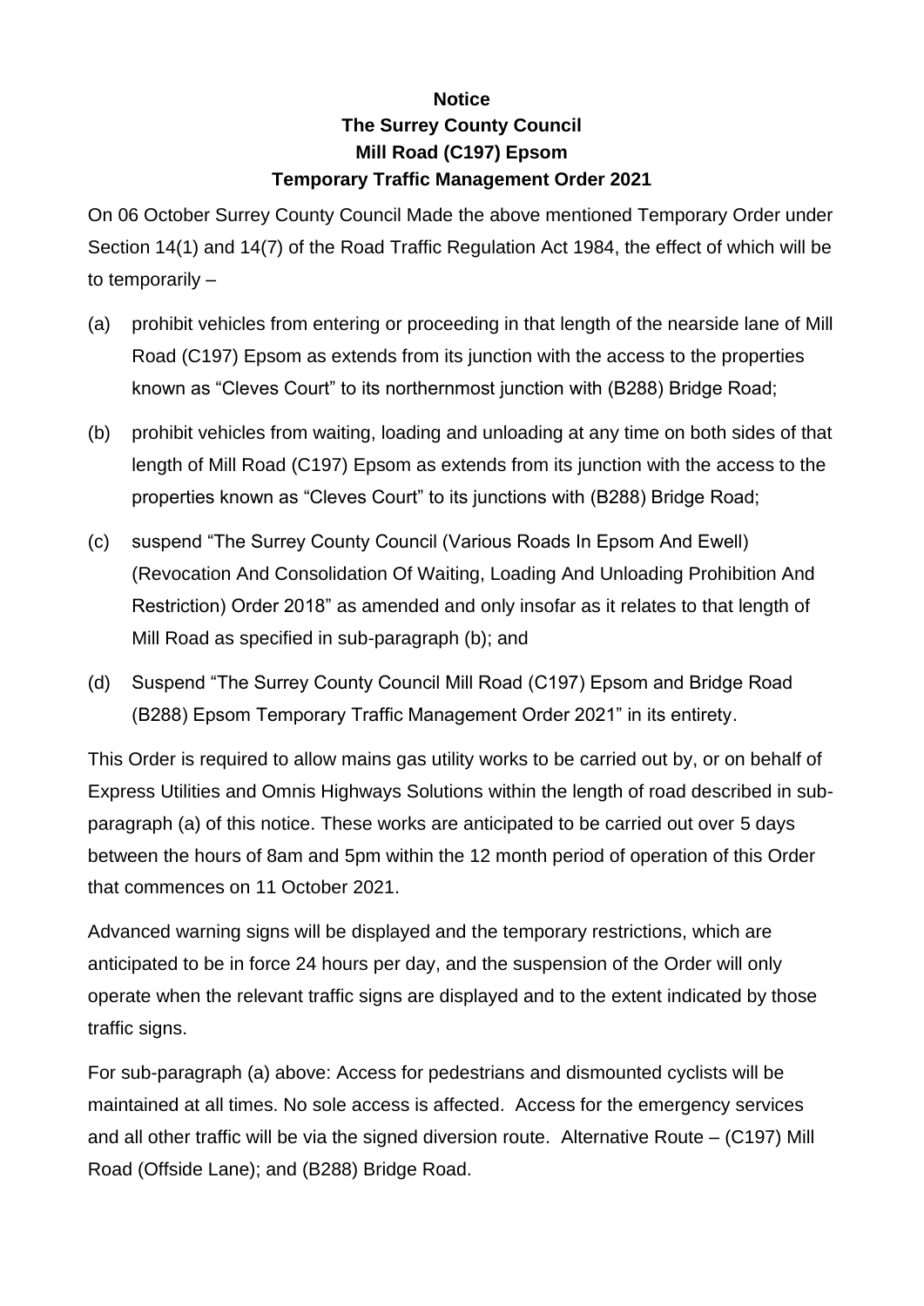**Notice**
**The Surrey County Council**
**Mill Road (C197) Epsom**
**Temporary Traffic Management Order 2021**

On 06 October Surrey County Council Made the above mentioned Temporary Order under Section 14(1) and 14(7) of the Road Traffic Regulation Act 1984, the effect of which will be to temporarily –

(a) prohibit vehicles from entering or proceeding in that length of the nearside lane of Mill Road (C197) Epsom as extends from its junction with the access to the properties known as "Cleves Court" to its northernmost junction with (B288) Bridge Road;

(b) prohibit vehicles from waiting, loading and unloading at any time on both sides of that length of Mill Road (C197) Epsom as extends from its junction with the access to the properties known as "Cleves Court" to its junctions with (B288) Bridge Road;

(c) suspend "The Surrey County Council (Various Roads In Epsom And Ewell) (Revocation And Consolidation Of Waiting, Loading And Unloading Prohibition And Restriction) Order 2018" as amended and only insofar as it relates to that length of Mill Road as specified in sub-paragraph (b); and

(d) Suspend "The Surrey County Council Mill Road (C197) Epsom and Bridge Road (B288) Epsom Temporary Traffic Management Order 2021" in its entirety.

This Order is required to allow mains gas utility works to be carried out by, or on behalf of Express Utilities and Omnis Highways Solutions within the length of road described in sub-paragraph (a) of this notice. These works are anticipated to be carried out over 5 days between the hours of 8am and 5pm within the 12 month period of operation of this Order that commences on 11 October 2021.

Advanced warning signs will be displayed and the temporary restrictions, which are anticipated to be in force 24 hours per day, and the suspension of the Order will only operate when the relevant traffic signs are displayed and to the extent indicated by those traffic signs.

For sub-paragraph (a) above: Access for pedestrians and dismounted cyclists will be maintained at all times. No sole access is affected. Access for the emergency services and all other traffic will be via the signed diversion route. Alternative Route – (C197) Mill Road (Offside Lane); and (B288) Bridge Road.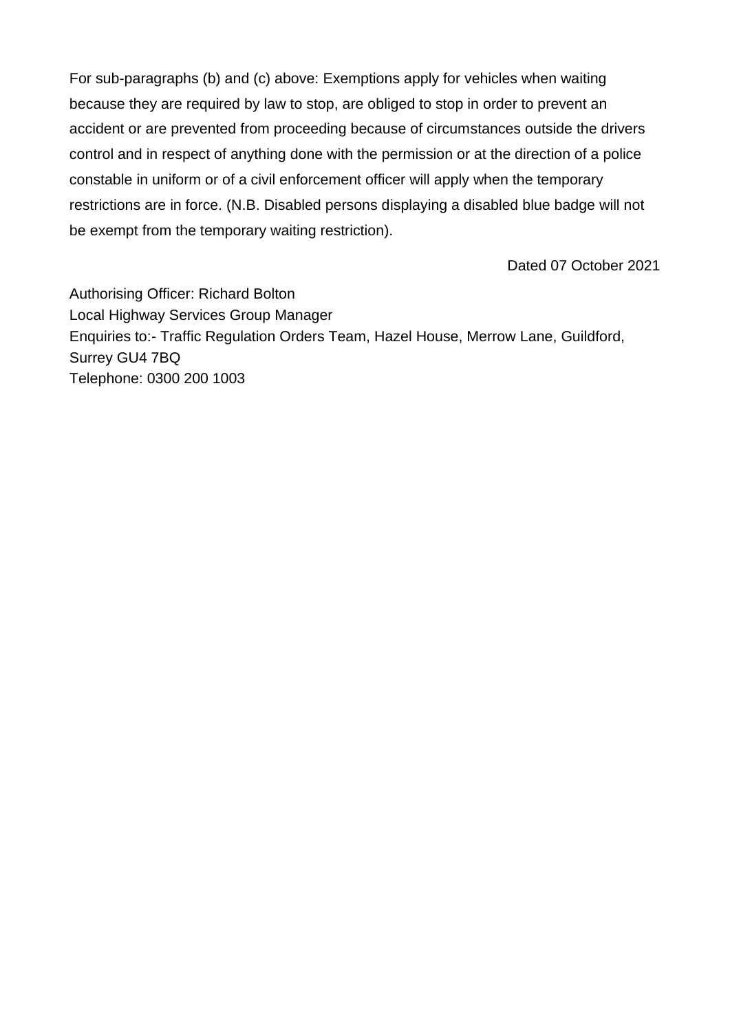For sub-paragraphs (b) and (c) above: Exemptions apply for vehicles when waiting because they are required by law to stop, are obliged to stop in order to prevent an accident or are prevented from proceeding because of circumstances outside the drivers control and in respect of anything done with the permission or at the direction of a police constable in uniform or of a civil enforcement officer will apply when the temporary restrictions are in force. (N.B. Disabled persons displaying a disabled blue badge will not be exempt from the temporary waiting restriction).

Dated 07 October 2021

Authorising Officer: Richard Bolton
Local Highway Services Group Manager
Enquiries to:- Traffic Regulation Orders Team, Hazel House, Merrow Lane, Guildford, Surrey GU4 7BQ
Telephone: 0300 200 1003